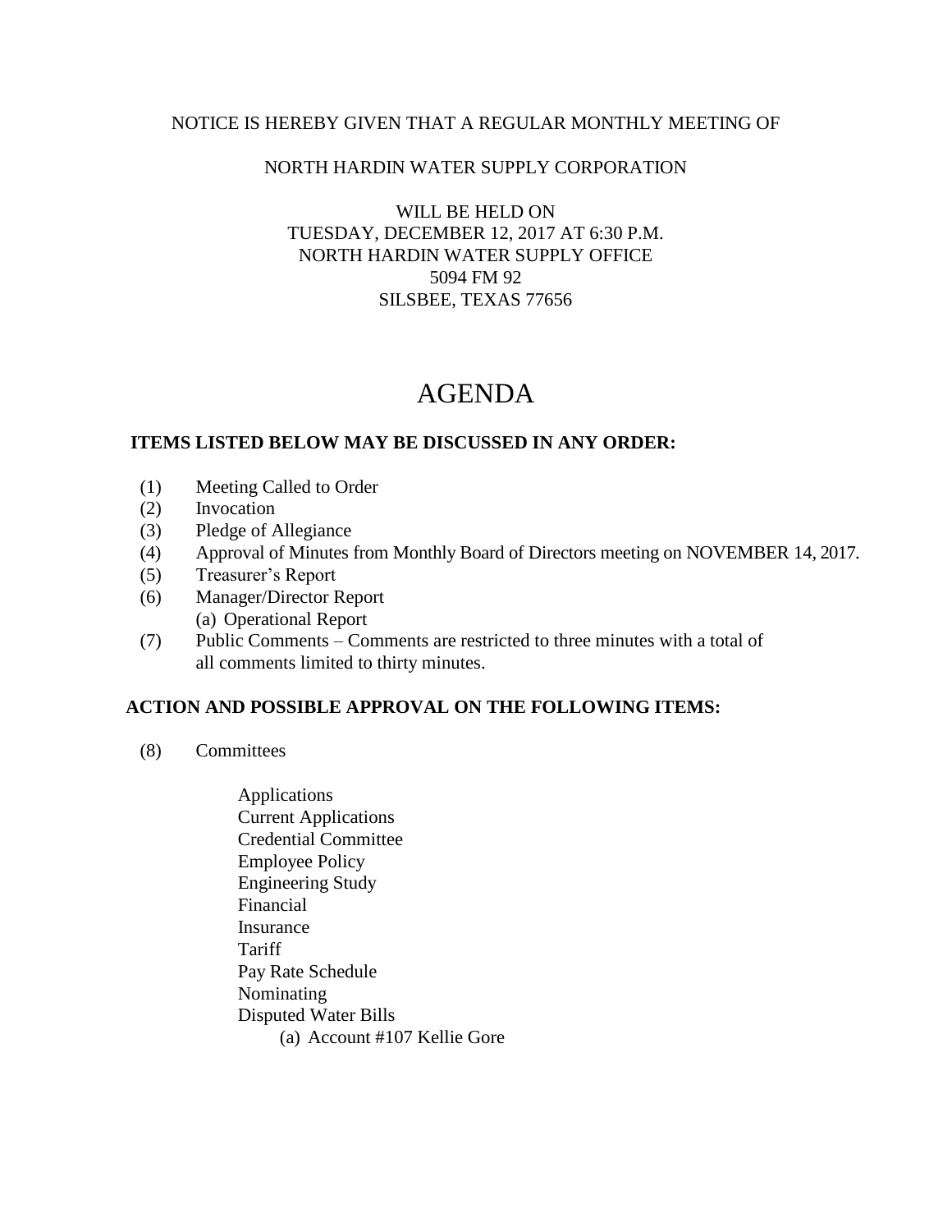NOTICE IS HEREBY GIVEN THAT A REGULAR MONTHLY MEETING OF

NORTH HARDIN WATER SUPPLY CORPORATION

WILL BE HELD ON
TUESDAY, DECEMBER 12, 2017 AT 6:30 P.M.
NORTH HARDIN WATER SUPPLY OFFICE
5094 FM 92
SILSBEE, TEXAS 77656

# AGENDA

**ITEMS LISTED BELOW MAY BE DISCUSSED IN ANY ORDER:**

(1) Meeting Called to Order
(2) Invocation
(3) Pledge of Allegiance
(4) Approval of Minutes from Monthly Board of Directors meeting on NOVEMBER 14, 2017.
(5) Treasurer's Report
(6) Manager/Director Report
    (a) Operational Report
(7) Public Comments – Comments are restricted to three minutes with a total of all comments limited to thirty minutes.

**ACTION AND POSSIBLE APPROVAL ON THE FOLLOWING ITEMS:**

(8) Committees

- Applications
- Current Applications
- Credential Committee
- Employee Policy
- Engineering Study
- Financial
- Insurance
- Tariff
- Pay Rate Schedule
- Nominating
- Disputed Water Bills
    - (a) Account #107 Kellie Gore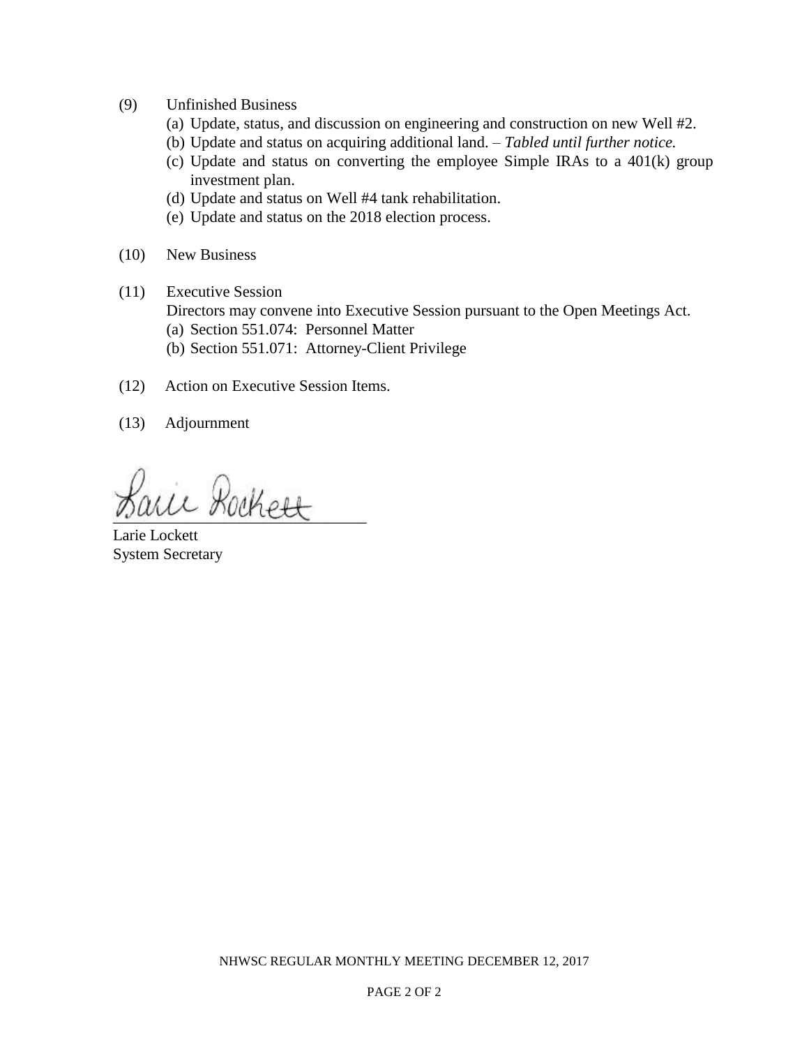(9) Unfinished Business

(a) Update, status, and discussion on engineering and construction on new Well #2.
(b) Update and status on acquiring additional land. – *Tabled until further notice.*
(c) Update and status on converting the employee Simple IRAs to a 401(k) group investment plan.
(d) Update and status on Well #4 tank rehabilitation.
(e) Update and status on the 2018 election process.

(10) New Business

(11) Executive Session

Directors may convene into Executive Session pursuant to the Open Meetings Act.

(a) Section 551.074: Personnel Matter
(b) Section 551.071: Attorney-Client Privilege

(12) Action on Executive Session Items.

(13) Adjournment

Larie Lockett
System Secretary

NHWSC REGULAR MONTHLY MEETING DECEMBER 12, 2017